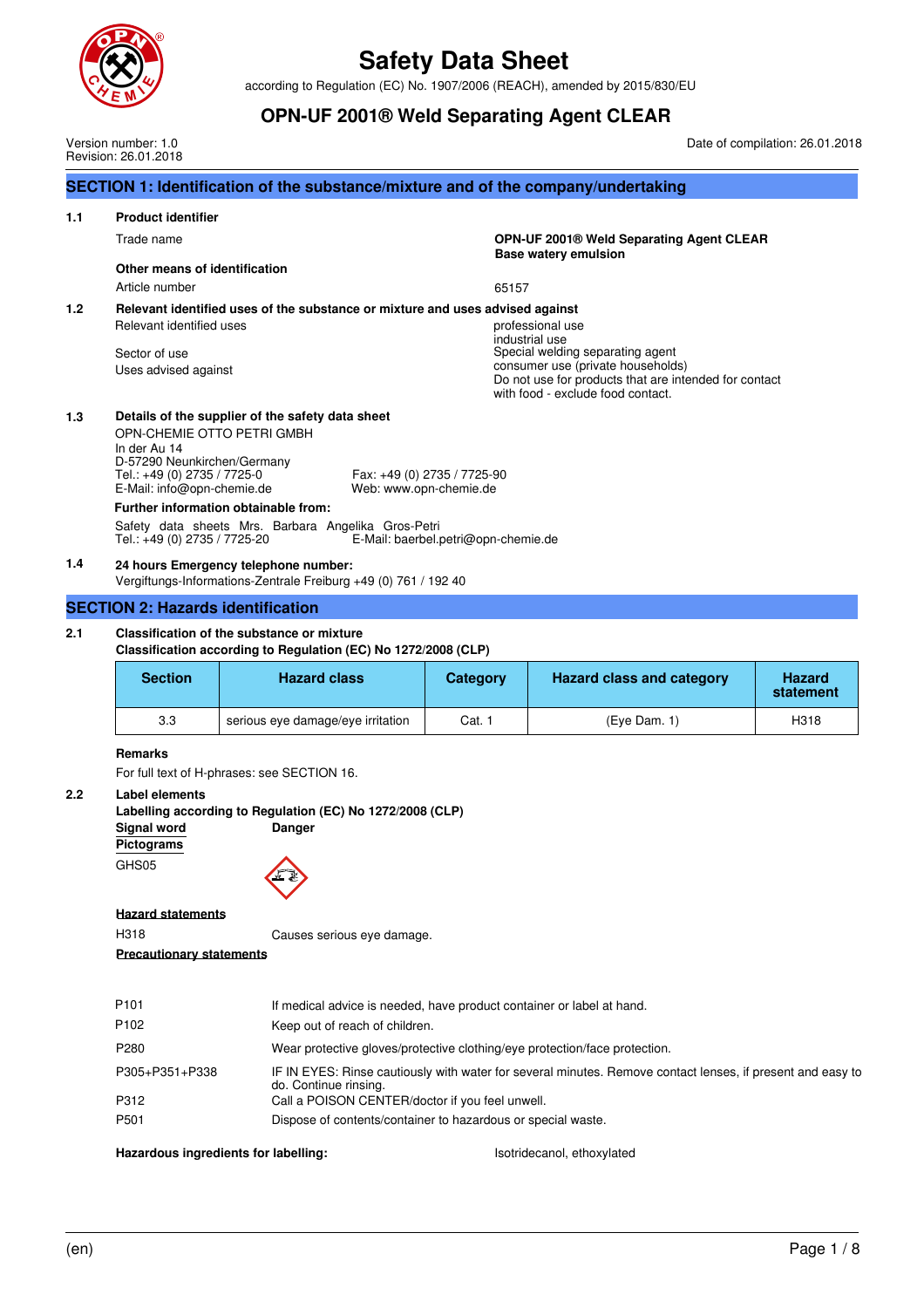# Safety Data Sheet

according to Regulation (EC) No. 1907/2006 (REACH), amended by 2015/830/EU

## OPN-UF 2001® Weld Separating Agent CLEAR

Version number: 1.0
Revision: 26.01.2018

Date of compilation: 26.01.2018

## SECTION 1: Identification of the substance/mixture and of the company/undertaking

**1.1 Product identifier**

Trade name: **OPN-UF 2001® Weld Separating Agent CLEAR**
**Base watery emulsion**

**Other means of identification**

Article number: 65157

**1.2 Relevant identified uses of the substance or mixture and uses advised against**

Relevant identified uses: professional use
industrial use

Sector of use: Special welding separating agent

Uses advised against: consumer use (private households)
Do not use for products that are intended for contact with food - exclude food contact.

**1.3 Details of the supplier of the safety data sheet**

OPN-CHEMIE OTTO PETRI GMBH
In der Au 14
D-57290 Neunkirchen/Germany
Tel.: +49 (0) 2735 / 7725-0
Fax: +49 (0) 2735 / 7725-90
E-Mail: info@opn-chemie.de
Web: www.opn-chemie.de

**Further information obtainable from:**

Safety data sheets Mrs. Barbara Angelika Gros-Petri
Tel.: +49 (0) 2735 / 7725-20
E-Mail: baerbel.petri@opn-chemie.de

**1.4 24 hours Emergency telephone number:**

Vergiftungs-Informations-Zentrale Freiburg +49 (0) 761 / 192 40

## SECTION 2: Hazards identification

**2.1 Classification of the substance or mixture**

**Classification according to Regulation (EC) No 1272/2008 (CLP)**

| Section | Hazard class | Category | Hazard class and category | Hazard statement |
|---|---|---|---|---|
| 3.3 | serious eye damage/eye irritation | Cat. 1 | (Eye Dam. 1) | H318 |

**Remarks**

For full text of H-phrases: see SECTION 16.

**2.2 Label elements**

**Labelling according to Regulation (EC) No 1272/2008 (CLP)**

**Signal word**: **Danger**

**Pictograms**

GHS05

**Hazard statements**

| | |
|---|---|
| H318 | Causes serious eye damage. |

**Precautionary statements**

| | |
|---|---|
| P101 | If medical advice is needed, have product container or label at hand. |
| P102 | Keep out of reach of children. |
| P280 | Wear protective gloves/protective clothing/eye protection/face protection. |
| P305+P351+P338 | IF IN EYES: Rinse cautiously with water for several minutes. Remove contact lenses, if present and easy to do. Continue rinsing. |
| P312 | Call a POISON CENTER/doctor if you feel unwell. |
| P501 | Dispose of contents/container to hazardous or special waste. |

**Hazardous ingredients for labelling:** Isotridecanol, ethoxylated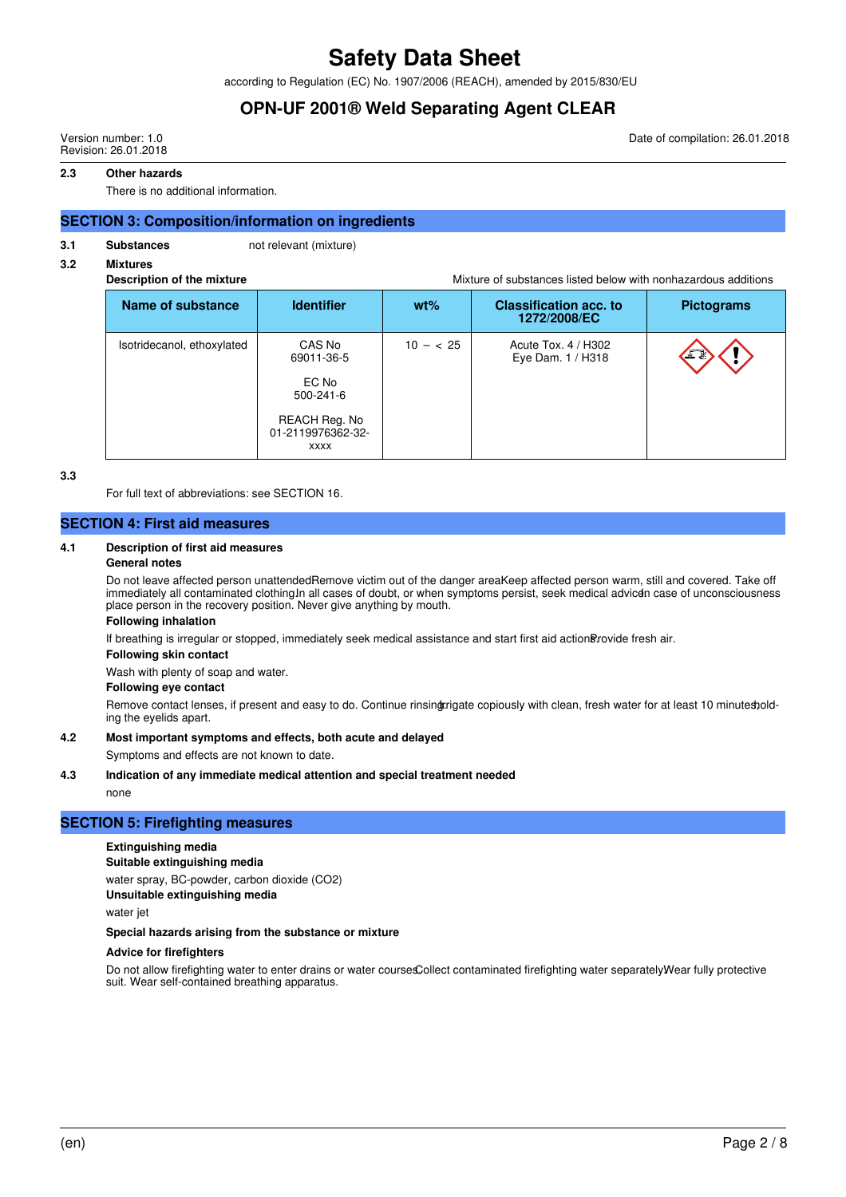**2.3 Other hazards**

There is no additional information.

## SECTION 3: Composition/information on ingredients

**3.1 Substances** not relevant (mixture)

**3.2 Mixtures**

**Description of the mixture** Mixture of substances listed below with nonhazardous additions

| Name of substance | Identifier | wt% | Classification acc. to 1272/2008/EC | Pictograms |
|---|---|---|---|---|
| Isotridecanol, ethoxylated | CAS No 69011-36-5<br><br>EC No 500-241-6<br><br>REACH Reg. No 01-2119976362-32-xxxx | 10 – < 25 | Acute Tox. 4 / H302<br>Eye Dam. 1 / H318 | |

**3.3**

For full text of abbreviations: see SECTION 16.

## SECTION 4: First aid measures

**4.1 Description of first aid measures**

**General notes**

Do not leave affected person unattended. Remove victim out of the danger area. Keep affected person warm, still and covered. Take off immediately all contaminated clothing. In all cases of doubt, or when symptoms persist, seek medical advice. In case of unconsciousness place person in the recovery position. Never give anything by mouth.

**Following inhalation**

If breathing is irregular or stopped, immediately seek medical assistance and start first aid actions. Provide fresh air.

**Following skin contact**

Wash with plenty of soap and water.

**Following eye contact**

Remove contact lenses, if present and easy to do. Continue rinsing. Irrigate copiously with clean, fresh water for at least 10 minutes, holding the eyelids apart.

**4.2 Most important symptoms and effects, both acute and delayed**

Symptoms and effects are not known to date.

**4.3 Indication of any immediate medical attention and special treatment needed**

none

## SECTION 5: Firefighting measures

**Extinguishing media**

**Suitable extinguishing media**

water spray, BC-powder, carbon dioxide ($CO_2$)

**Unsuitable extinguishing media**

water jet

**Special hazards arising from the substance or mixture**

**Advice for firefighters**

Do not allow firefighting water to enter drains or water courses. Collect contaminated firefighting water separately. Wear fully protective suit. Wear self-contained breathing apparatus.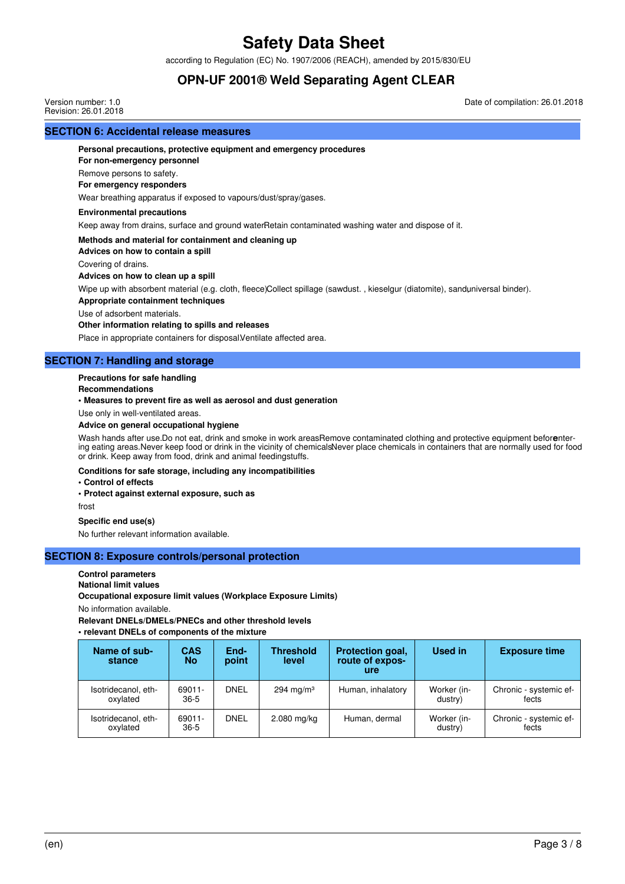## SECTION 6: Accidental release measures

**Personal precautions, protective equipment and emergency procedures**

**For non-emergency personnel**

Remove persons to safety.

**For emergency responders**

Wear breathing apparatus if exposed to vapours/dust/spray/gases.

**Environmental precautions**

Keep away from drains, surface and ground waterRetain contaminated washing water and dispose of it.

**Methods and material for containment and cleaning up**

**Advices on how to contain a spill**

Covering of drains.

**Advices on how to clean up a spill**

Wipe up with absorbent material (e.g. cloth, fleece)Collect spillage (sawdust. , kieselgur (diatomite), sand, universal binder).

**Appropriate containment techniques**

Use of adsorbent materials.

**Other information relating to spills and releases**

Place in appropriate containers for disposal.Ventilate affected area.

## SECTION 7: Handling and storage

**Precautions for safe handling**

**Recommendations**

**• Measures to prevent fire as well as aerosol and dust generation**

Use only in well-ventilated areas.

**Advice on general occupational hygiene**

Wash hands after use.Do not eat, drink and smoke in work areasRemove contaminated clothing and protective equipment before entering eating areas.Never keep food or drink in the vicinity of chemicals.Never place chemicals in containers that are normally used for food or drink. Keep away from food, drink and animal feedingstuffs.

**Conditions for safe storage, including any incompatibilities**

**• Control of effects**

**• Protect against external exposure, such as**

frost

**Specific end use(s)**

No further relevant information available.

## SECTION 8: Exposure controls/personal protection

**Control parameters**

**National limit values**

**Occupational exposure limit values (Workplace Exposure Limits)**

No information available.

**Relevant DNELs/DMELs/PNECs and other threshold levels**

**• relevant DNELs of components of the mixture**

| Name of substance | CAS No | Endpoint | Threshold level | Protection goal, route of exposure | Used in | Exposure time |
|---|---|---|---|---|---|---|
| Isotridecanol, ethoxylated | 69011-36-5 | DNEL | 294 mg/m³ | Human, inhalatory | Worker (industry) | Chronic - systemic effects |
| Isotridecanol, ethoxylated | 69011-36-5 | DNEL | 2.080 mg/kg | Human, dermal | Worker (industry) | Chronic - systemic effects |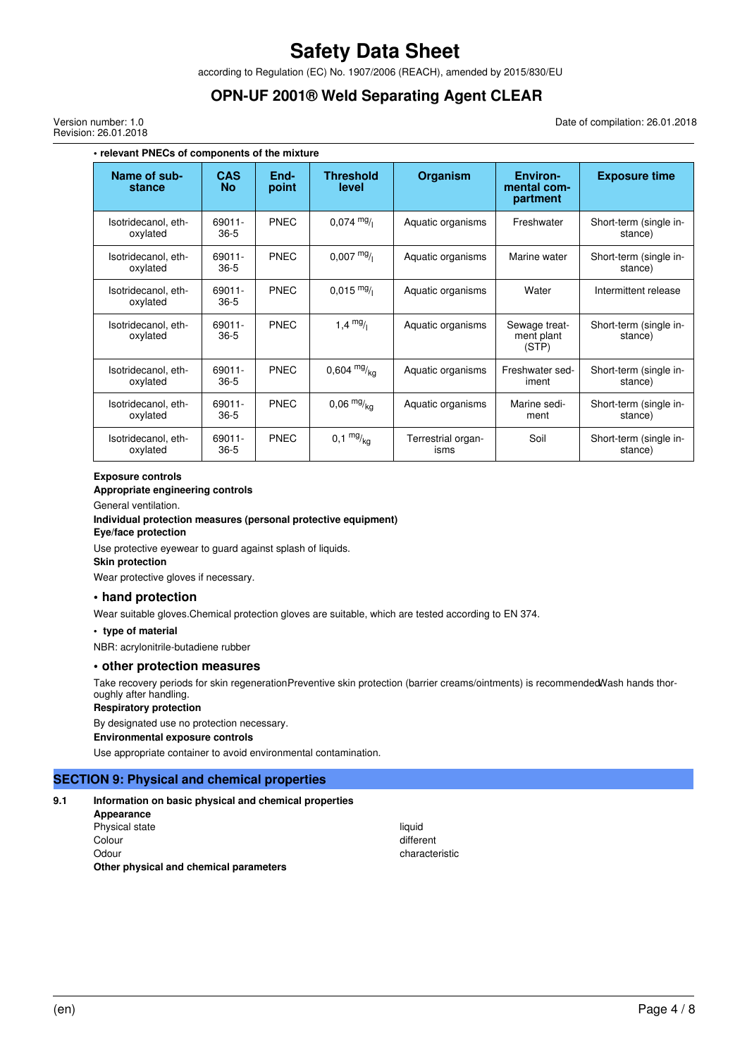• **relevant PNECs of components of the mixture**

| Name of substance | CAS No | Endpoint | Threshold level | Organism | Environmental compartment | Exposure time |
|---|---|---|---|---|---|---|
| Isotridecanol, ethoxylated | 69011-36-5 | PNEC | 0,074 $^{mg}/_{l}$ | Aquatic organisms | Freshwater | Short-term (single instance) |
| Isotridecanol, ethoxylated | 69011-36-5 | PNEC | 0,007 $^{mg}/_{l}$ | Aquatic organisms | Marine water | Short-term (single instance) |
| Isotridecanol, ethoxylated | 69011-36-5 | PNEC | 0,015 $^{mg}/_{l}$ | Aquatic organisms | Water | Intermittent release |
| Isotridecanol, ethoxylated | 69011-36-5 | PNEC | 1,4 $^{mg}/_{l}$ | Aquatic organisms | Sewage treatment plant (STP) | Short-term (single instance) |
| Isotridecanol, ethoxylated | 69011-36-5 | PNEC | 0,604 $^{mg}/_{kg}$ | Aquatic organisms | Freshwater sediment | Short-term (single instance) |
| Isotridecanol, ethoxylated | 69011-36-5 | PNEC | 0,06 $^{mg}/_{kg}$ | Aquatic organisms | Marine sediment | Short-term (single instance) |
| Isotridecanol, ethoxylated | 69011-36-5 | PNEC | 0,1 $^{mg}/_{kg}$ | Terrestrial organisms | Soil | Short-term (single instance) |

**Exposure controls**

**Appropriate engineering controls**

General ventilation.

**Individual protection measures (personal protective equipment)**

**Eye/face protection**

Use protective eyewear to guard against splash of liquids.

**Skin protection**

Wear protective gloves if necessary.

### • hand protection

Wear suitable gloves.Chemical protection gloves are suitable, which are tested according to EN 374.

• **type of material**

NBR: acrylonitrile-butadiene rubber

### • other protection measures

Take recovery periods for skin regenerationPreventive skin protection (barrier creams/ointments) is recommendedWash hands thoroughly after handling.

**Respiratory protection**

By designated use no protection necessary.

**Environmental exposure controls**

Use appropriate container to avoid environmental contamination.

## SECTION 9: Physical and chemical properties

**9.1 Information on basic physical and chemical properties**

**Appearance**

| | |
|---|---|
| Physical state | liquid |
| Colour | different |
| Odour | characteristic |

**Other physical and chemical parameters**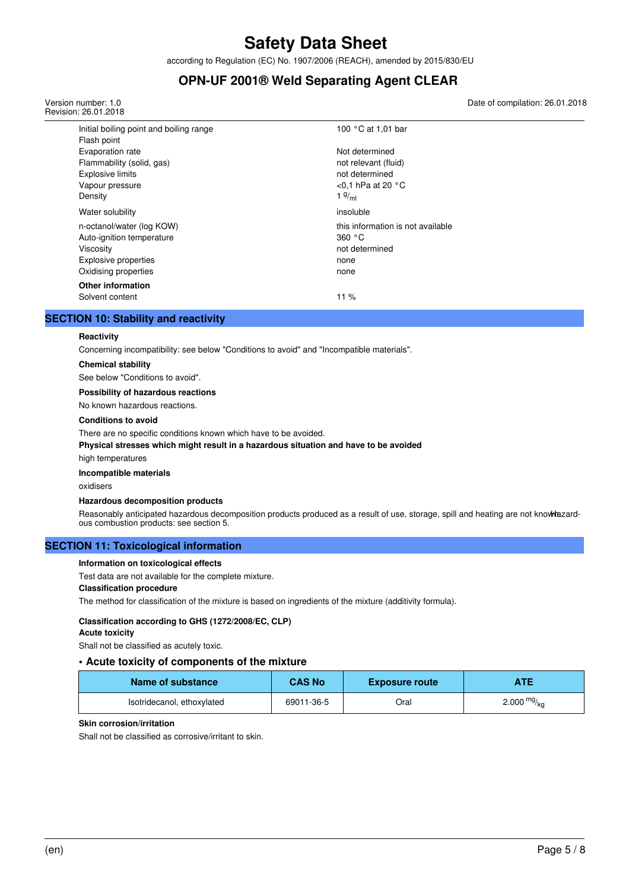| | |
|---|---|
| Initial boiling point and boiling range | 100 °C at 1,01 bar |
| Flash point | |
| Evaporation rate | Not determined |
| Flammability (solid, gas) | not relevant (fluid) |
| Explosive limits | not determined |
| Vapour pressure | <0,1 hPa at 20 °C |
| Density | 1 $^{g}/_{ml}$ |
| Water solubility | insoluble |
| n-octanol/water (log KOW) | this information is not available |
| Auto-ignition temperature | 360 °C |
| Viscosity | not determined |
| Explosive properties | none |
| Oxidising properties | none |

**Other information**

| | |
|---|---|
| Solvent content | 11 % |

## SECTION 10: Stability and reactivity

**Reactivity**

Concerning incompatibility: see below "Conditions to avoid" and "Incompatible materials".

**Chemical stability**

See below "Conditions to avoid".

**Possibility of hazardous reactions**

No known hazardous reactions.

**Conditions to avoid**

There are no specific conditions known which have to be avoided.

**Physical stresses which might result in a hazardous situation and have to be avoided**

high temperatures

**Incompatible materials**

oxidisers

**Hazardous decomposition products**

Reasonably anticipated hazardous decomposition products produced as a result of use, storage, spill and heating are not known. Hazardous combustion products: see section 5.

## SECTION 11: Toxicological information

**Information on toxicological effects**

Test data are not available for the complete mixture.

**Classification procedure**

The method for classification of the mixture is based on ingredients of the mixture (additivity formula).

**Classification according to GHS (1272/2008/EC, CLP)**

**Acute toxicity**

Shall not be classified as acutely toxic.

### • Acute toxicity of components of the mixture

| Name of substance | CAS No | Exposure route | ATE |
|---|---|---|---|
| Isotridecanol, ethoxylated | 69011-36-5 | Oral | 2.000 $^{mg}/_{kg}$ |

**Skin corrosion/irritation**

Shall not be classified as corrosive/irritant to skin.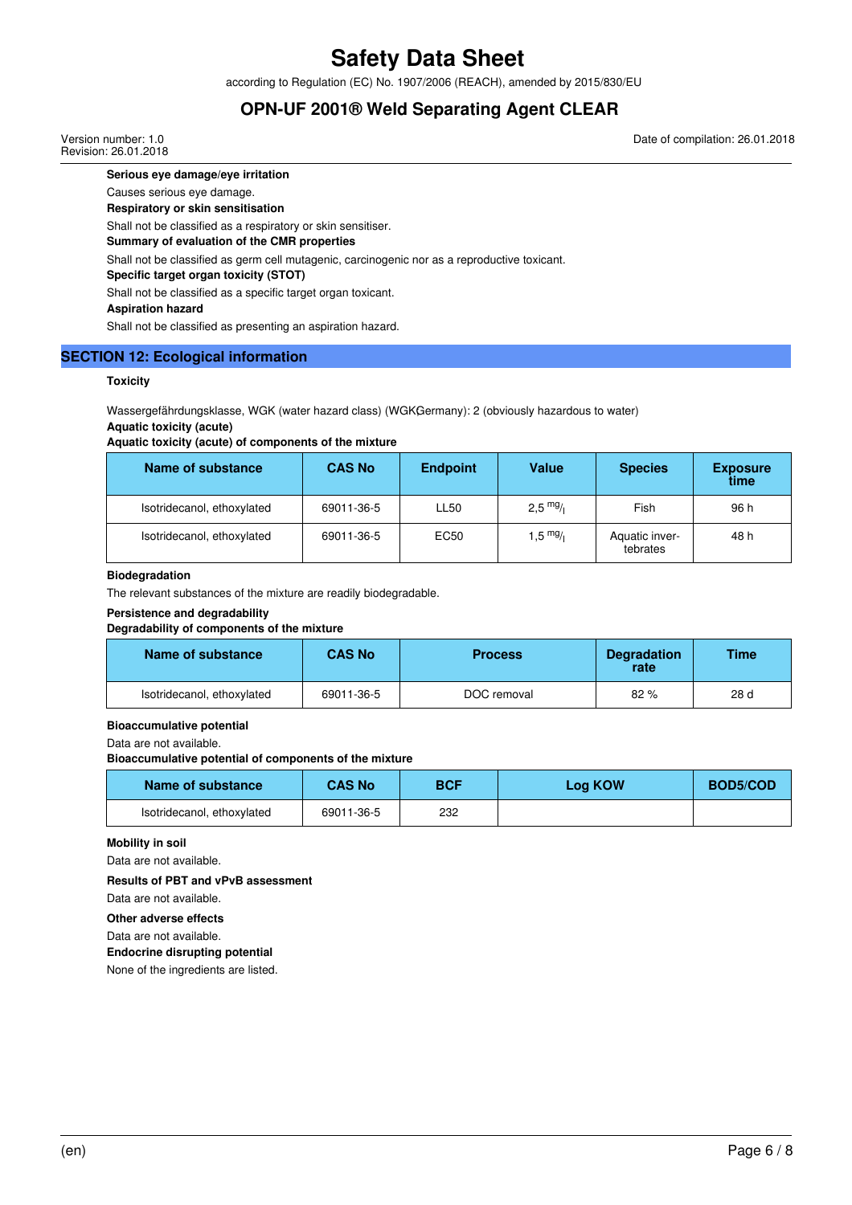**Serious eye damage/eye irritation**

Causes serious eye damage.

**Respiratory or skin sensitisation**

Shall not be classified as a respiratory or skin sensitiser.

**Summary of evaluation of the CMR properties**

Shall not be classified as germ cell mutagenic, carcinogenic nor as a reproductive toxicant.

**Specific target organ toxicity (STOT)**

Shall not be classified as a specific target organ toxicant.

**Aspiration hazard**

Shall not be classified as presenting an aspiration hazard.

## SECTION 12: Ecological information

**Toxicity**

Wassergefährdungsklasse, WGK (water hazard class) (WGKGermany): 2 (obviously hazardous to water)

**Aquatic toxicity (acute)**

**Aquatic toxicity (acute) of components of the mixture**

| Name of substance | CAS No | Endpoint | Value | Species | Exposure time |
|---|---|---|---|---|---|
| Isotridecanol, ethoxylated | 69011-36-5 | LL50 | 2,5 $^{mg}/_{l}$ | Fish | 96 h |
| Isotridecanol, ethoxylated | 69011-36-5 | EC50 | 1,5 $^{mg}/_{l}$ | Aquatic invertebrates | 48 h |

**Biodegradation**

The relevant substances of the mixture are readily biodegradable.

**Persistence and degradability**

**Degradability of components of the mixture**

| Name of substance | CAS No | Process | Degradation rate | Time |
|---|---|---|---|---|
| Isotridecanol, ethoxylated | 69011-36-5 | DOC removal | 82 % | 28 d |

**Bioaccumulative potential**

Data are not available.

**Bioaccumulative potential of components of the mixture**

| Name of substance | CAS No | BCF | Log KOW | BOD5/COD |
|---|---|---|---|---|
| Isotridecanol, ethoxylated | 69011-36-5 | 232 | | |

**Mobility in soil**

Data are not available.

**Results of PBT and vPvB assessment**

Data are not available.

**Other adverse effects**

Data are not available.

**Endocrine disrupting potential**

None of the ingredients are listed.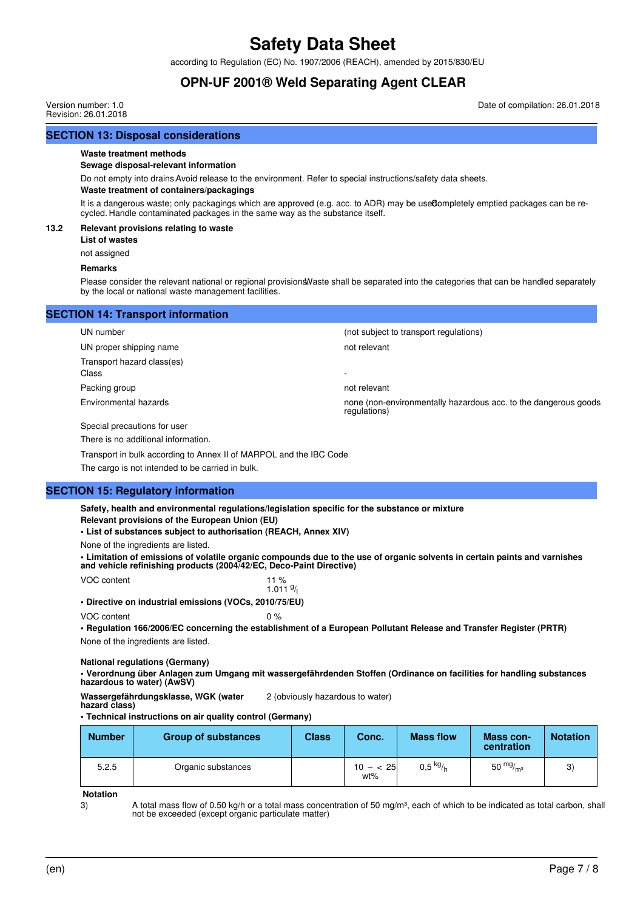## SECTION 13: Disposal considerations

**Waste treatment methods**

**Sewage disposal-relevant information**

Do not empty into drains. Avoid release to the environment. Refer to special instructions/safety data sheets.

**Waste treatment of containers/packagings**

It is a dangerous waste; only packagings which are approved (e.g. acc. to ADR) may be used. Completely emptied packages can be recycled. Handle contaminated packages in the same way as the substance itself.

**13.2 Relevant provisions relating to waste**

**List of wastes**

not assigned

**Remarks**

Please consider the relevant national or regional provisions. Waste shall be separated into the categories that can be handled separately by the local or national waste management facilities.

## SECTION 14: Transport information

| | |
|---|---|
| UN number | (not subject to transport regulations) |
| UN proper shipping name | not relevant |
| Transport hazard class(es) Class | - |
| Packing group | not relevant |
| Environmental hazards | none (non-environmentally hazardous acc. to the dangerous goods regulations) |

Special precautions for user

There is no additional information.

Transport in bulk according to Annex II of MARPOL and the IBC Code

The cargo is not intended to be carried in bulk.

## SECTION 15: Regulatory information

**Safety, health and environmental regulations/legislation specific for the substance or mixture**

**Relevant provisions of the European Union (EU)**

**• List of substances subject to authorisation (REACH, Annex XIV)**

None of the ingredients are listed.

**• Limitation of emissions of volatile organic compounds due to the use of organic solvents in certain paints and varnishes and vehicle refinishing products (2004/42/EC, Deco-Paint Directive)**

VOC content 11 %
1.011 $^{g}/_{l}$

**• Directive on industrial emissions (VOCs, 2010/75/EU)**

VOC content 0 %

**• Regulation 166/2006/EC concerning the establishment of a European Pollutant Release and Transfer Register (PRTR)**

None of the ingredients are listed.

**National regulations (Germany)**

**• Verordnung über Anlagen zum Umgang mit wassergefährdenden Stoffen (Ordinance on facilities for handling substances hazardous to water) (AwSV)**

**Wassergefährdungsklasse, WGK (water hazard class)** 2 (obviously hazardous to water)

**• Technical instructions on air quality control (Germany)**

| Number | Group of substances | Class | Conc. | Mass flow | Mass concentration | Notation |
|---|---|---|---|---|---|---|
| 5.2.5 | Organic substances | | 10 – < 25 wt% | 0,5 $^{kg}/_{h}$ | 50 $^{mg}/_{m^3}$ | 3) |

**Notation**

3) A total mass flow of 0.50 kg/h or a total mass concentration of 50 mg/m³, each of which to be indicated as total carbon, shall not be exceeded (except organic particulate matter)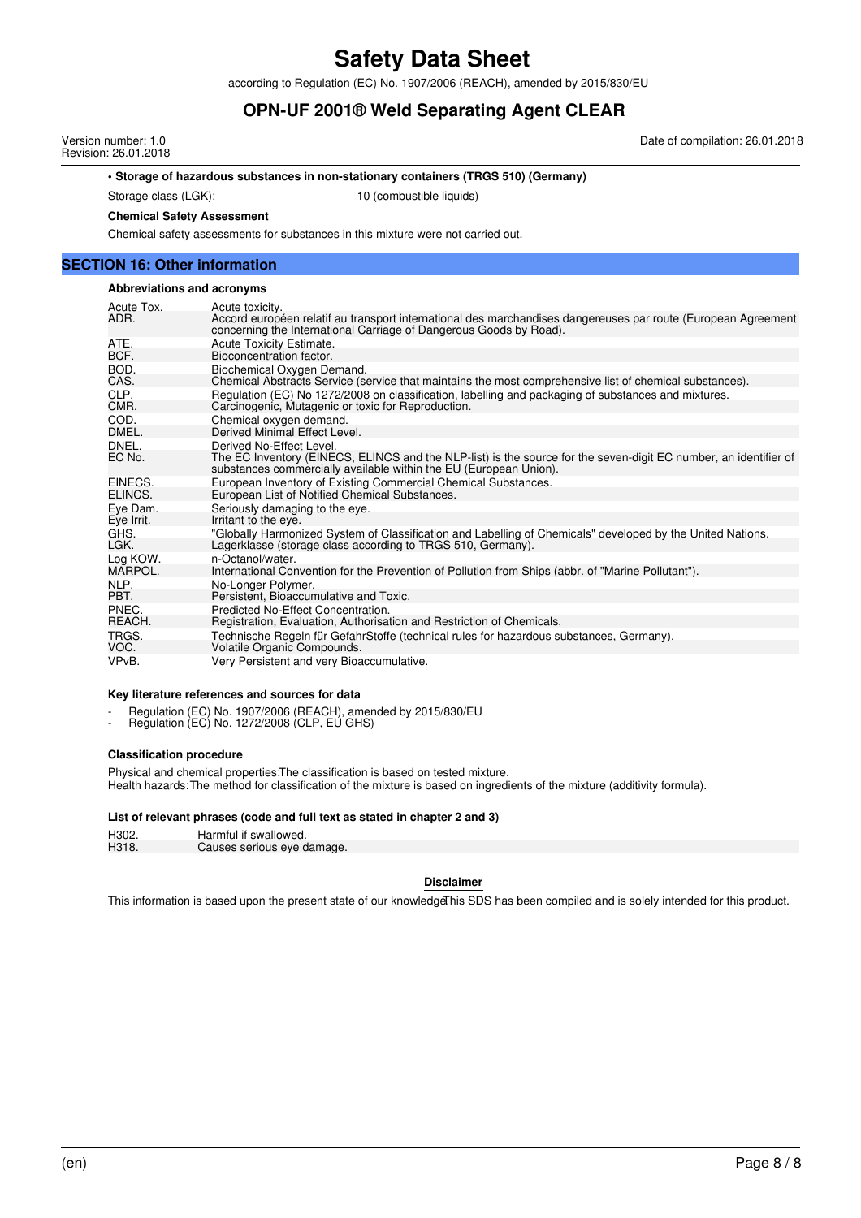• **Storage of hazardous substances in non-stationary containers (TRGS 510) (Germany)**

Storage class (LGK): 10 (combustible liquids)

**Chemical Safety Assessment**

Chemical safety assessments for substances in this mixture were not carried out.

## SECTION 16: Other information

**Abbreviations and acronyms**

| | |
|---|---|
| Acute Tox. | Acute toxicity. |
| ADR. | Accord européen relatif au transport international des marchandises dangereuses par route (European Agreement concerning the International Carriage of Dangerous Goods by Road). |
| ATE. | Acute Toxicity Estimate. |
| BCF. | Bioconcentration factor. |
| BOD. | Biochemical Oxygen Demand. |
| CAS. | Chemical Abstracts Service (service that maintains the most comprehensive list of chemical substances). |
| CLP. | Regulation (EC) No 1272/2008 on classification, labelling and packaging of substances and mixtures. |
| CMR. | Carcinogenic, Mutagenic or toxic for Reproduction. |
| COD. | Chemical oxygen demand. |
| DMEL. | Derived Minimal Effect Level. |
| DNEL. | Derived No-Effect Level. |
| EC No. | The EC Inventory (EINECS, ELINCS and the NLP-list) is the source for the seven-digit EC number, an identifier of substances commercially available within the EU (European Union). |
| EINECS. | European Inventory of Existing Commercial Chemical Substances. |
| ELINCS. | European List of Notified Chemical Substances. |
| Eye Dam. | Seriously damaging to the eye. |
| Eye Irrit. | Irritant to the eye. |
| GHS. | "Globally Harmonized System of Classification and Labelling of Chemicals" developed by the United Nations. |
| LGK. | Lagerklasse (storage class according to TRGS 510, Germany). |
| Log KOW. | n-Octanol/water. |
| MARPOL. | International Convention for the Prevention of Pollution from Ships (abbr. of "Marine Pollutant"). |
| NLP. | No-Longer Polymer. |
| PBT. | Persistent, Bioaccumulative and Toxic. |
| PNEC. | Predicted No-Effect Concentration. |
| REACH. | Registration, Evaluation, Authorisation and Restriction of Chemicals. |
| TRGS. | Technische Regeln für GefahrStoffe (technical rules for hazardous substances, Germany). |
| VOC. | Volatile Organic Compounds. |
| VPvB. | Very Persistent and very Bioaccumulative. |

**Key literature references and sources for data**

- Regulation (EC) No. 1907/2006 (REACH), amended by 2015/830/EU
- Regulation (EC) No. 1272/2008 (CLP, EU GHS)

**Classification procedure**

Physical and chemical properties:The classification is based on tested mixture.
Health hazards:The method for classification of the mixture is based on ingredients of the mixture (additivity formula).

**List of relevant phrases (code and full text as stated in chapter 2 and 3)**

| | |
|---|---|
| H302. | Harmful if swallowed. |
| H318. | Causes serious eye damage. |

**Disclaimer**

This information is based upon the present state of our knowledge.This SDS has been compiled and is solely intended for this product.